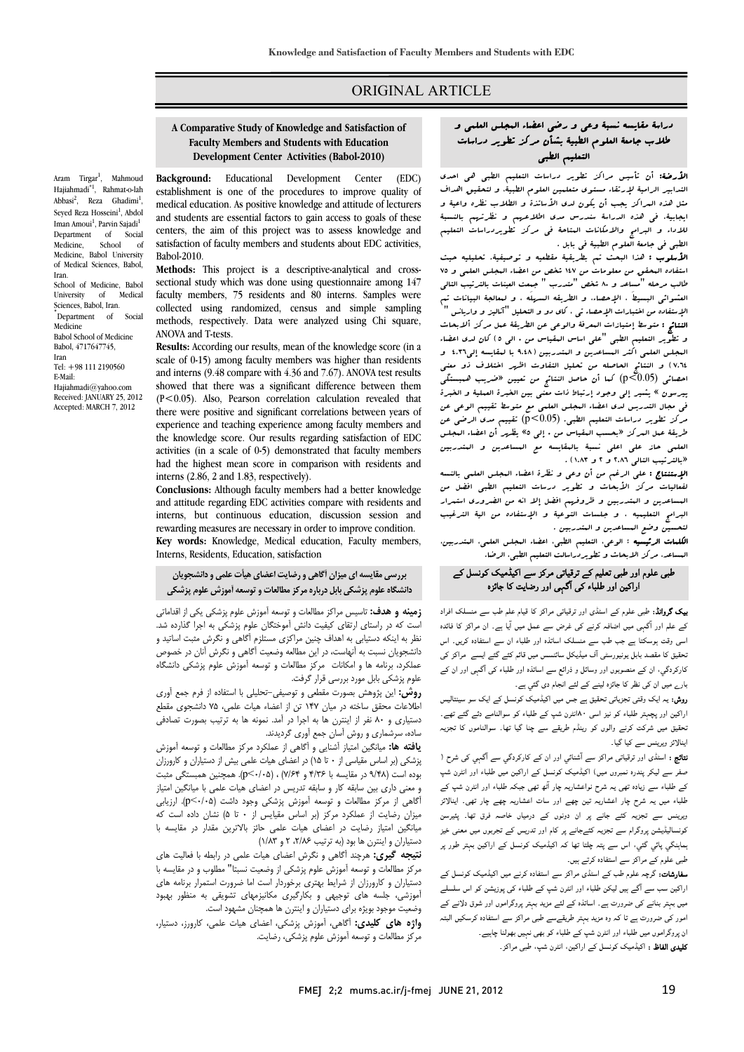# ORIGINAL ARTICLE

## A Comparative Study of Knowledge and Satisfaction of Faculty Members and Students with Education Development Center Activities (Babol-2010)

Aram Tirgar[1], Mahmoud Hajiahmadi*[1], Rahmat-o-lah Abbasi[2], Seyed Reza Hosseini[1], Abdol Iman Amoui[1], Parvin Sajadi[1], Reza Ghadimi[1]

Department of Social Medicine, School of Medicine, Babol University of Medical Sciences, Babol, Iran.

School of Medicine, Babol University of Medical Sciences, Babol, Iran.

*Department of Social Medicine

Babol School of Medicine

Babol, 4717647745,

Iran

Tel: +98 111 2190560

E-Mail:

Hajiahmadi@yahoo.com

Received: JANUARY 25, 2012

Accepted: MARCH 7, 2012

**Background:** Educational Development Center (EDC) establishment is one of the procedures to improve quality of medical education. As positive knowledge and attitude of lecturers and students are essential factors to gain access to goals of these centers, the aim of this project was to assess knowledge and satisfaction of faculty members and students about EDC activities, Babol-2010.

**Methods:** This project is a descriptive-analytical and cross-sectional study which was done using questionnaire among 147 faculty members, 75 residents and 80 interns. Samples were collected using randomized, census and simple sampling methods, respectively. Data were analyzed using Chi square, ANOVA and T-tests.

**Results:** According our results, mean of the knowledge score (in a scale of 0-15) among faculty members was higher than residents and interns (9.48 compare with 4.36 and 7.67). ANOVA test results showed that there was a significant difference between them ($P<0.05$). Also, Pearson correlation calculation revealed that there were positive and significant correlations between years of experience and teaching experience among faculty members and the knowledge score. Our results regarding satisfaction of EDC activities (in a scale of 0-5) demonstrated that faculty members had the highest mean score in comparison with residents and interns (2.86, 2 and 1.83, respectively).

**Conclusions:** Although faculty members had a better knowledge and attitude regarding EDC activities compare with residents and interns, but continuous education, discussion session and rewarding measures are necessary in order to improve condition.

**Key words:** Knowledge, Medical education, Faculty members, Interns, Residents, Education, satisfaction

## دراسة مقايسه نسبة وعي و رضى اعضاء المجلس العلمي و طلاب جامعة العلوم الطبية بشأن مركز تطوير دراسات التعليم الطبي

**الأرضة:** أن تأسيس مراكز تطوير دراسات التعليم الطبي هي احدى التدابير الرامية لإرتقاء مستوى متعلمين العلوم الطبية، و لتحقيق اهداف مثل هذه المراكز يجب أن يكون لدى الأساتذة و الطلاب نظره واعية و ايجابية. في هذه الدراسة سندرس مدى اطلاعهم و نظرتهم بالنسبة للاداء و البرامج والامكانات المتاحة في مركز تطويردراسات التعليم الطبي في جامعة العلوم الطبية في بابل .

**الأسلوب :** هذا البحث تم بطريقة مقطعيه و توصيفية، تحليليه حيث استفاده المحقق من معلومات من ۱۴۷ شخص من اعضاء المجلس العلمي و ۷۵ طالب مرحله "مساعد و ۸۰ شخص "متدرب " جمعت العينات بالترتيب التالي العشوائي البسيط ، الإحصاء، و الطريقه السهله ، و لمعالجة البيانات تم الإستفاده من اختبارات الإحصاء، تي ، كاي دو و التحليل "آناليز و واريانس "

**النتائج :** متوسط إمتيازات المعرفة والوعي عن الطريقة عمل مركز الابحاث و تطوير التعليم الطبي "على اساس المقياس من ۰ الى ۱۵ ) كان لدى اعضاء المجلس العلمي أكثر المساعدين و المتدربين (۹،۴۸ با لمقايسه إلى۴،۳۶ و ۷،۶۴) و النتائج الحاصله من تحليل التفاوت اظهر اختلاف ذو معنى احصائي (p<0.05) كما أن حاصل النتائج من تعيين «ضريب همبستگى بيرسون » يشير إلى وجود إرتباط ذات معنى بين الخبرة العملية و الخبرة في مجال التدريس لدى اعضاء المجلس العلمي مع متوسط تقييم الوعي عن مركز تطوير دراسات التعليم الطبي. (p<0.05) تقييم مدى الرضى عن طريقة عمل المركز «بحسب المقياس من ۰ إلى ۵» يظهر أن اعضاء المجلس العلمي حاز على اعلى نسبة بالمقايسه مع المساعدين و المتدربين «بالترتيب التالي ۲،۸۶ و ۲ و ۱،۸۳ ) .

**الإستنتاج :** على الرغم من أن وعي و نظرة اعضاء المجلس العلمي بالنسبه لفعاليات مركز الابحاث و تطوير دراسات التعليم الطبي افضل من المساعدين و المتدربين و ظروفهم افضل إلا انه من الضروري استمرار البرامج التعليميه ، و جلسات التوعية و الإستفاده من آلية الترغيب لتحسين وضع المساعدين و المتدربين .

**الكلمات الرئيسيه :** الوعي، التعليم الطبي، اعضاء المجلس العلمي، المتدربين، المساعد، مركز الابحاث و تطويردراسات التعليم الطبي، الرضا.

## بررسی مقایسه ای میزان آگاهی و رضایت اعضای هیأت علمی و دانشجویان دانشگاه علوم پزشکی بابل درباره مرکز مطالعات و توسعه آموزش علوم پزشکی

**زمینه و هدف:** تاسیس مراکز مطالعات و توسعه آموزش علوم پزشکی یکی از اقداماتی است که در راستای ارتقای کیفیت دانش آموختگان علوم پزشکی به اجرا گذارده شد. نظر به اینکه دستیابی به اهداف چنین مراکزی مستلزم آگاهی و نگرش مثبت اساتید و دانشجویان نسبت به آنهاست، در این مطالعه وضعیت آگاهی و نگرش آنان در خصوص عملکرد، برنامه ها و امکانات مرکز مطالعات و توسعه آموزش علوم پزشکی دانشگاه علوم پزشکی بابل مورد بررسی قرار گرفت.

**روش:** این پژوهش بصورت مقطعی و توصیفی-تحلیلی با استفاده از فرم جمع آوری اطلاعات محقق ساخته در میان ۱۴۷ تن از اعضاء هیات علمی، ۷۵ دانشجوی مقطع دستیاری و ۸۰ نفر از اینترن ها به اجرا در آمد. نمونه ها به ترتیب بصورت تصادفی ساده، سرشماری و روش آسان جمع آوری گردیدند.

**یافته ها:** میانگین امتیاز آشنایی و آگاهی از عملکرد مرکز مطالعات و توسعه آموزش پزشکی (بر اساس مقیاس از ۰ تا ۱۵) در اعضای هیات علمی بیش از دستیاران و کارورزان بوده است (۹/۴۸ در مقایسه با ۴/۳۶ و ۷/۶۴) ، (p<۰/۰۵). همچنین همبستگی مثبت و معنی داری بین سابقه کار و سابقه تدریس در اعضای هیات علمی با میانگین امتیاز آگاهی از مرکز مطالعات و توسعه آموزش پزشکی وجود داشت (p<۰/۰۵). ارزیابی میزان رضایت از عملکرد مرکز (بر اساس مقیاس از ۰ تا ۵) نشان داده است که میانگین امتیاز رضایت در اعضای هیات علمی حائز بالاترین مقدار در مقایسه با دستیاران و اینترن ها بود (به ترتیب ۲/۸۶، ۲ و ۱/۸۳)

**نتیجه گیری:** هرچند آگاهی و نگرش اعضای هیات علمی در رابطه با فعالیت های مرکز مطالعات و توسعه آموزش پزشکی از وضعیت نسبتا" مطلوب و در مقایسه با دستیاران و کارورزان از شرایط بهتری برخوردار است اما ضرورت استمرار برنامه های آموزشی، جلسه های توجیهی و بکارگیری مکانیزمهای تشویقی به منظور بهبود وضعیت موجود بویژه برای دستیاران و اینترن ها همچنان مشهود است.

**واژه های کلیدی:** آگاهی، آموزش پزشکی، اعضای هیات علمی، کارورز، دستیار، مرکز مطالعات و توسعه آموزش علوم پزشکی، رضایت.

## طبی علوم اور طبی تعلیم کے ترقیاتی مرکز سے اکیڈمیک کونسل کے اراکین اور طلباء کی آگہی اور رضایت کا جائزہ

**بیک گراونڈ:** طبی علوم کے اسٹڈی اور ترقیاتی مراکز کا قیام علم طب سے منسلک افراد کے علم اور آگہی میں اضافہ کرنے کی غرض سے عمل میں آیا ہے۔ ان مراکز کا فائدہ اسی وقت ہوسکتا ہے جب طب سے منسلک اساتذہ اور طلباء ان سے استفادہ کریں۔ اس تحقیق کا مقصد بابل یونیورسٹی آف میڈیکل سائنسس میں قائم کئے گئے ایسے مراکز کی کارکردگي، ان کے منصوبوں اور وسائل و ذرائع سے اساتذہ اور طلباء کی آگہی اور ان کے بارے میں ان کی نظر کا جائزہ لینے کے لئے انجام دی گئي ہے۔

**روش:** یہ ایک وقتی تجزیاتی تحقیق ہے جس میں اکیڈمیک کونسل کے ایک سو سینتالیس اراکین اور پچھتر طلباء کو نیز اسی ۸۰انٹرن شپ کے طلباء کو سوالنامے دئے گئے تھے۔ تحقیق میں شرکت کرنے والوں کو رینڈم طریقے سے چنا گیا تھا۔ سوالناموں کا تجزیہ اینالائز وریئنس سے کیا گیا۔

**نتائج :** اسٹڈی اور ترقیاتی مراکز سے آشنائي اور ان کے کارکردگي سے آگہی کی شرح ( صفر سے لیکر پندرہ نمبروں میں) اکیڈمیک کونسل کے اراکین میں طلباء اور انٹرن شپ کے طلباء سے زیادہ تھی یہ شرح نواعشاریہ چار آٹھ تھی جبکہ طلباء اور انٹرن شپ کے طلباء میں یہ شرح چار اعشاریہ تین چھے اور سات اعشاریہ چھے چار تھی۔ اینالائز وریئنس سے تجزیہ کئے جانے پر ان دونوں کے درمیان خاصہ فرق تھا۔ پئیرسن کونسالیڈیشن پروگرام سے تجزیہ کئےجانے پر کام اور تدریس کے تجربوں میں معنی خیز ہماہنگی پائي گئي، اس سے پتہ چلتا تھا کہ اکیڈمیک کونسل کے اراکین بہتر طور پر طبی علوم کے مراکز سے استفادہ کرتے ہیں۔

**سفارشات:** گرچہ علوم طب کے اسٹڈی مراکز سے استفادہ کرنے میں اکیڈمیک کونسل کے اراکین سب سے آگے ہیں لیکن طلباء اور انٹرن شپ کے طلباء کی پوزیشن کو اس سلسلے میں بہتر بنانے کی ضرورت ہے۔ اساتذہ کے لئے مزید بہتر پروگراموں اور شوق دلانے کے امور کی ضرورت ہے تا کہ وہ مزید بہتر طریقےسے طبی مراکز سے استفادہ کرسکیں البتہ ان پروگراموں میں طلباء اور انٹرن شپ کے طلباء کو بھی نہیں بھولنا چاہیے۔

**کلیدی الفاظ :** اکیڈمیک کونسل کے اراکین، انٹرن شپ، طبی مراکز۔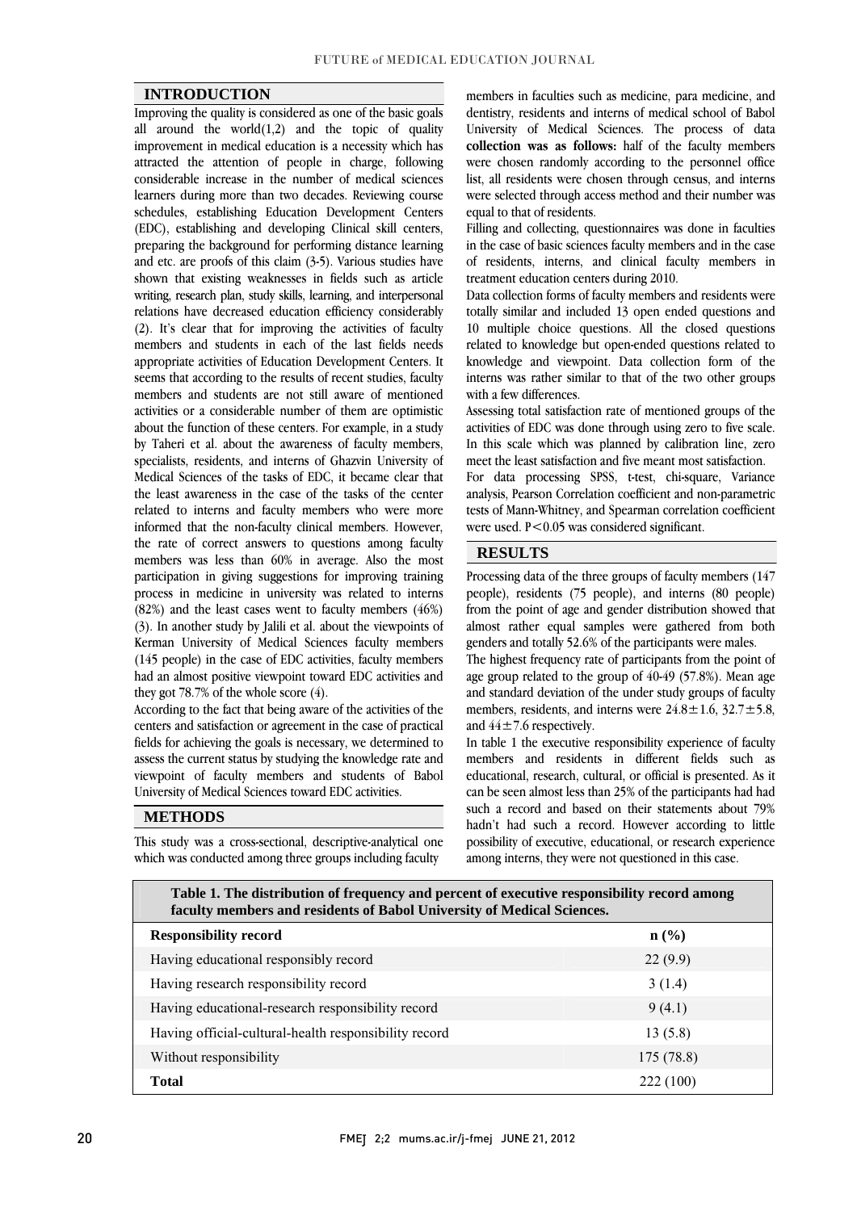## INTRODUCTION

Improving the quality is considered as one of the basic goals all around the world(1,2) and the topic of quality improvement in medical education is a necessity which has attracted the attention of people in charge, following considerable increase in the number of medical sciences learners during more than two decades. Reviewing course schedules, establishing Education Development Centers (EDC), establishing and developing Clinical skill centers, preparing the background for performing distance learning and etc. are proofs of this claim (3-5). Various studies have shown that existing weaknesses in fields such as article writing, research plan, study skills, learning, and interpersonal relations have decreased education efficiency considerably (2). It's clear that for improving the activities of faculty members and students in each of the last fields needs appropriate activities of Education Development Centers. It seems that according to the results of recent studies, faculty members and students are not still aware of mentioned activities or a considerable number of them are optimistic about the function of these centers. For example, in a study by Taheri et al. about the awareness of faculty members, specialists, residents, and interns of Ghazvin University of Medical Sciences of the tasks of EDC, it became clear that the least awareness in the case of the tasks of the center related to interns and faculty members who were more informed that the non-faculty clinical members. However, the rate of correct answers to questions among faculty members was less than 60% in average. Also the most participation in giving suggestions for improving training process in medicine in university was related to interns (82%) and the least cases went to faculty members (46%) (3). In another study by Jalili et al. about the viewpoints of Kerman University of Medical Sciences faculty members (145 people) in the case of EDC activities, faculty members had an almost positive viewpoint toward EDC activities and they got 78.7% of the whole score (4).

According to the fact that being aware of the activities of the centers and satisfaction or agreement in the case of practical fields for achieving the goals is necessary, we determined to assess the current status by studying the knowledge rate and viewpoint of faculty members and students of Babol University of Medical Sciences toward EDC activities.

## METHODS

This study was a cross-sectional, descriptive-analytical one which was conducted among three groups including faculty members in faculties such as medicine, para medicine, and dentistry, residents and interns of medical school of Babol University of Medical Sciences. The process of data **collection was as follows:** half of the faculty members were chosen randomly according to the personnel office list, all residents were chosen through census, and interns were selected through access method and their number was equal to that of residents.

Filling and collecting, questionnaires was done in faculties in the case of basic sciences faculty members and in the case of residents, interns, and clinical faculty members in treatment education centers during 2010.

Data collection forms of faculty members and residents were totally similar and included 13 open ended questions and 10 multiple choice questions. All the closed questions related to knowledge but open-ended questions related to knowledge and viewpoint. Data collection form of the interns was rather similar to that of the two other groups with a few differences.

Assessing total satisfaction rate of mentioned groups of the activities of EDC was done through using zero to five scale. In this scale which was planned by calibration line, zero meet the least satisfaction and five meant most satisfaction.

For data processing SPSS, t-test, chi-square, Variance analysis, Pearson Correlation coefficient and non-parametric tests of Mann-Whitney, and Spearman correlation coefficient were used. $P<0.05$ was considered significant.

## RESULTS

Processing data of the three groups of faculty members (147 people), residents (75 people), and interns (80 people) from the point of age and gender distribution showed that almost rather equal samples were gathered from both genders and totally 52.6% of the participants were males.

The highest frequency rate of participants from the point of age group related to the group of 40-49 (57.8%). Mean age and standard deviation of the under study groups of faculty members, residents, and interns were $24.8\pm1.6$, $32.7\pm5.8$, and $44\pm7.6$ respectively.

In table 1 the executive responsibility experience of faculty members and residents in different fields such as educational, research, cultural, or official is presented. As it can be seen almost less than 25% of the participants had had such a record and based on their statements about 79% hadn't had such a record. However according to little possibility of executive, educational, or research experience among interns, they were not questioned in this case.

**Table 1. The distribution of frequency and percent of executive responsibility record among faculty members and residents of Babol University of Medical Sciences.**

| Responsibility record | n (%) |
|---|---|
| Having educational responsibly record | 22 (9.9) |
| Having research responsibility record | 3 (1.4) |
| Having educational-research responsibility record | 9 (4.1) |
| Having official-cultural-health responsibility record | 13 (5.8) |
| Without responsibility | 175 (78.8) |
| **Total** | 222 (100) |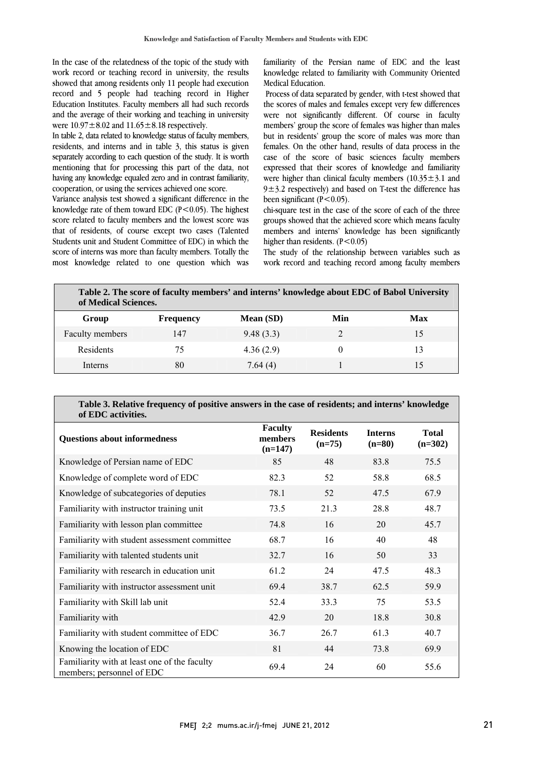In the case of the relatedness of the topic of the study with work record or teaching record in university, the results showed that among residents only 11 people had execution record and 5 people had teaching record in Higher Education Institutes. Faculty members all had such records and the average of their working and teaching in university were 10.97±8.02 and 11.65±8.18 respectively.

In table 2, data related to knowledge status of faculty members, residents, and interns and in table 3, this status is given separately according to each question of the study. It is worth mentioning that for processing this part of the data, not having any knowledge equaled zero and in contrast familiarity, cooperation, or using the services achieved one score.

Variance analysis test showed a significant difference in the knowledge rate of them toward EDC ($P<0.05$). The highest score related to faculty members and the lowest score was that of residents, of course except two cases (Talented Students unit and Student Committee of EDC) in which the score of interns was more than faculty members. Totally the most knowledge related to one question which was familiarity of the Persian name of EDC and the least knowledge related to familiarity with Community Oriented Medical Education.

Process of data separated by gender, with t-test showed that the scores of males and females except very few differences were not significantly different. Of course in faculty members' group the score of females was higher than males but in residents' group the score of males was more than females. On the other hand, results of data process in the case of the score of basic sciences faculty members expressed that their scores of knowledge and familiarity were higher than clinical faculty members (10.35±3.1 and 9±3.2 respectively) and based on T-test the difference has been significant ($P<0.05$).

chi-square test in the case of the score of each of the three groups showed that the achieved score which means faculty members and interns' knowledge has been significantly higher than residents. ($P<0.05$)

The study of the relationship between variables such as work record and teaching record among faculty members

**Table 2. The score of faculty members' and interns' knowledge about EDC of Babol University of Medical Sciences.**

| Group | Frequency | Mean (SD) | Min | Max |
|---|---|---|---|---|
| Faculty members | 147 | 9.48 (3.3) | 2 | 15 |
| Residents | 75 | 4.36 (2.9) | 0 | 13 |
| Interns | 80 | 7.64 (4) | 1 | 15 |

**Table 3. Relative frequency of positive answers in the case of residents; and interns' knowledge of EDC activities.**

| Questions about informedness | Faculty members (n=147) | Residents (n=75) | Interns (n=80) | Total (n=302) |
|---|---|---|---|---|
| Knowledge of Persian name of EDC | 85 | 48 | 83.8 | 75.5 |
| Knowledge of complete word of EDC | 82.3 | 52 | 58.8 | 68.5 |
| Knowledge of subcategories of deputies | 78.1 | 52 | 47.5 | 67.9 |
| Familiarity with instructor training unit | 73.5 | 21.3 | 28.8 | 48.7 |
| Familiarity with lesson plan committee | 74.8 | 16 | 20 | 45.7 |
| Familiarity with student assessment committee | 68.7 | 16 | 40 | 48 |
| Familiarity with talented students unit | 32.7 | 16 | 50 | 33 |
| Familiarity with research in education unit | 61.2 | 24 | 47.5 | 48.3 |
| Familiarity with instructor assessment unit | 69.4 | 38.7 | 62.5 | 59.9 |
| Familiarity with Skill lab unit | 52.4 | 33.3 | 75 | 53.5 |
| Familiarity with | 42.9 | 20 | 18.8 | 30.8 |
| Familiarity with student committee of EDC | 36.7 | 26.7 | 61.3 | 40.7 |
| Knowing the location of EDC | 81 | 44 | 73.8 | 69.9 |
| Familiarity with at least one of the faculty members; personnel of EDC | 69.4 | 24 | 60 | 55.6 |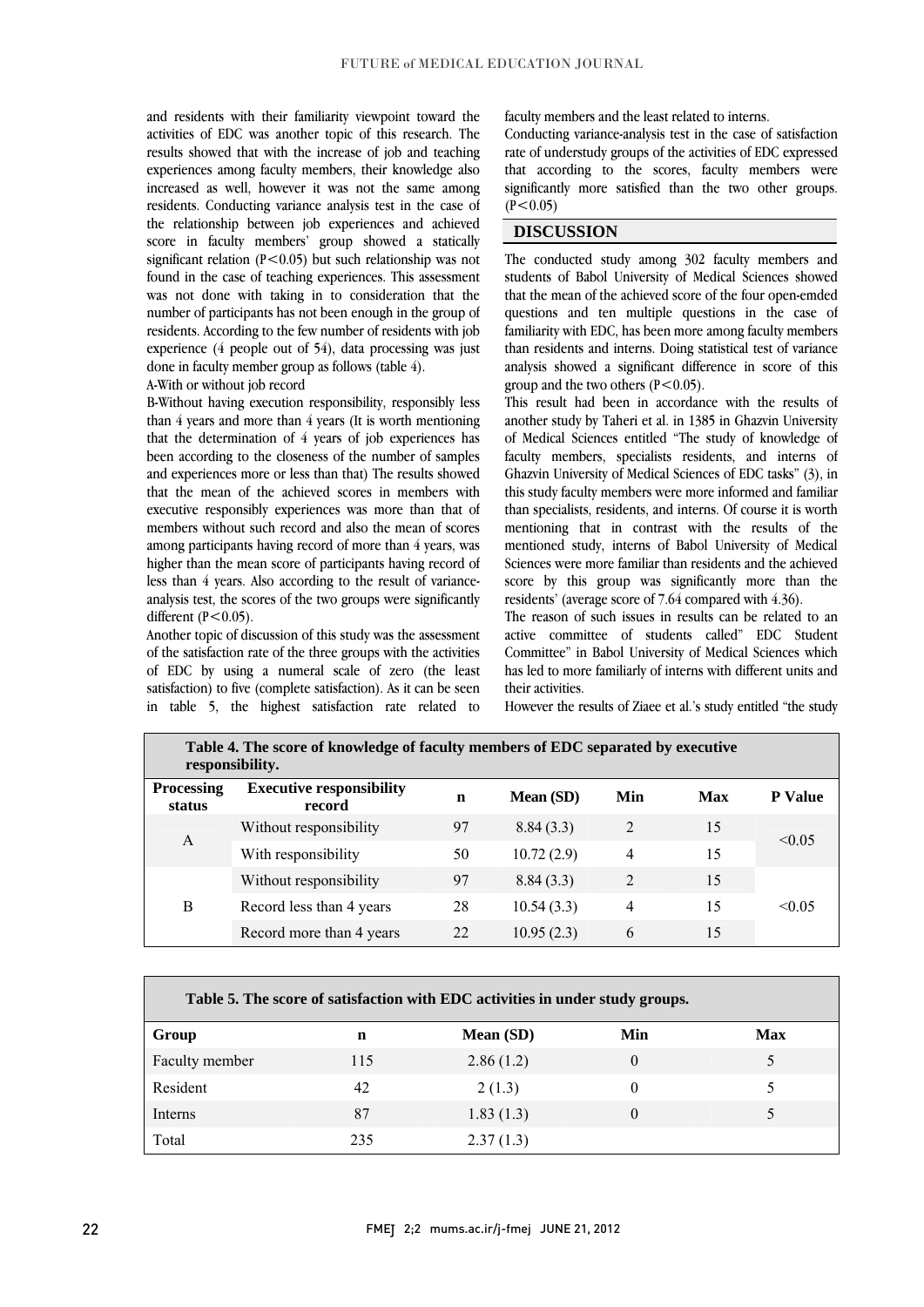and residents with their familiarity viewpoint toward the activities of EDC was another topic of this research. The results showed that with the increase of job and teaching experiences among faculty members, their knowledge also increased as well, however it was not the same among residents. Conducting variance analysis test in the case of the relationship between job experiences and achieved score in faculty members' group showed a statically significant relation ($P<0.05$) but such relationship was not found in the case of teaching experiences. This assessment was not done with taking in to consideration that the number of participants has not been enough in the group of residents. According to the few number of residents with job experience (4 people out of 54), data processing was just done in faculty member group as follows (table 4).

A-With or without job record

B-Without having execution responsibility, responsibly less than 4 years and more than 4 years (It is worth mentioning that the determination of 4 years of job experiences has been according to the closeness of the number of samples and experiences more or less than that) The results showed that the mean of the achieved scores in members with executive responsibly experiences was more than that of members without such record and also the mean of scores among participants having record of more than 4 years, was higher than the mean score of participants having record of less than 4 years. Also according to the result of variance-analysis test, the scores of the two groups were significantly different ($P<0.05$).

Another topic of discussion of this study was the assessment of the satisfaction rate of the three groups with the activities of EDC by using a numeral scale of zero (the least satisfaction) to five (complete satisfaction). As it can be seen in table 5, the highest satisfaction rate related to faculty members and the least related to interns.

Conducting variance-analysis test in the case of satisfaction rate of understudy groups of the activities of EDC expressed that according to the scores, faculty members were significantly more satisfied than the two other groups. ($P<0.05$)

## DISCUSSION

The conducted study among 302 faculty members and students of Babol University of Medical Sciences showed that the mean of the achieved score of the four open-emded questions and ten multiple questions in the case of familiarity with EDC, has been more among faculty members than residents and interns. Doing statistical test of variance analysis showed a significant difference in score of this group and the two others ($P<0.05$).

This result had been in accordance with the results of another study by Taheri et al. in 1385 in Ghazvin University of Medical Sciences entitled "The study of knowledge of faculty members, specialists residents, and interns of Ghazvin University of Medical Sciences of EDC tasks" (3), in this study faculty members were more informed and familiar than specialists, residents, and interns. Of course it is worth mentioning that in contrast with the results of the mentioned study, interns of Babol University of Medical Sciences were more familiar than residents and the achieved score by this group was significantly more than the residents' (average score of 7.64 compared with 4.36).

The reason of such issues in results can be related to an active committee of students called" EDC Student Committee" in Babol University of Medical Sciences which has led to more familiarly of interns with different units and their activities.

However the results of Ziaee et al.'s study entitled "the study

**Table 4. The score of knowledge of faculty members of EDC separated by executive responsibility.**

| Processing status | Executive responsibility record | n | Mean (SD) | Min | Max | P Value |
|---|---|---|---|---|---|---|
| A | Without responsibility | 97 | 8.84 (3.3) | 2 | 15 | <0.05 |
| | With responsibility | 50 | 10.72 (2.9) | 4 | 15 | |
| B | Without responsibility | 97 | 8.84 (3.3) | 2 | 15 | <0.05 |
| | Record less than 4 years | 28 | 10.54 (3.3) | 4 | 15 | |
| | Record more than 4 years | 22 | 10.95 (2.3) | 6 | 15 | |

**Table 5. The score of satisfaction with EDC activities in under study groups.**

| Group | n | Mean (SD) | Min | Max |
|---|---|---|---|---|
| Faculty member | 115 | 2.86 (1.2) | 0 | 5 |
| Resident | 42 | 2 (1.3) | 0 | 5 |
| Interns | 87 | 1.83 (1.3) | 0 | 5 |
| Total | 235 | 2.37 (1.3) | | |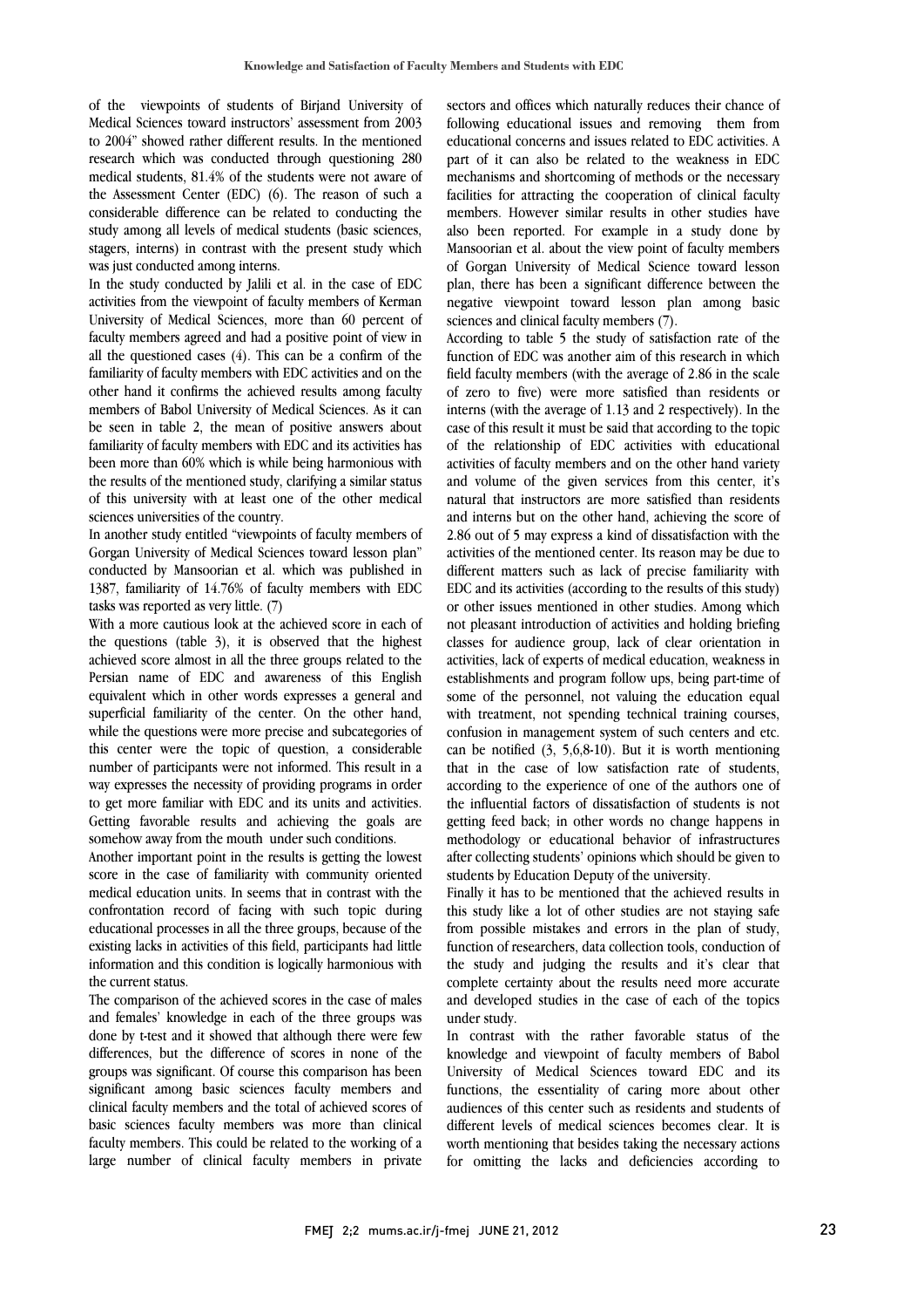of the viewpoints of students of Birjand University of Medical Sciences toward instructors' assessment from 2003 to 2004" showed rather different results. In the mentioned research which was conducted through questioning 280 medical students, 81.4% of the students were not aware of the Assessment Center (EDC) (6). The reason of such a considerable difference can be related to conducting the study among all levels of medical students (basic sciences, stagers, interns) in contrast with the present study which was just conducted among interns.

In the study conducted by Jalili et al. in the case of EDC activities from the viewpoint of faculty members of Kerman University of Medical Sciences, more than 60 percent of faculty members agreed and had a positive point of view in all the questioned cases (4). This can be a confirm of the familiarity of faculty members with EDC activities and on the other hand it confirms the achieved results among faculty members of Babol University of Medical Sciences. As it can be seen in table 2, the mean of positive answers about familiarity of faculty members with EDC and its activities has been more than 60% which is while being harmonious with the results of the mentioned study, clarifying a similar status of this university with at least one of the other medical sciences universities of the country.

In another study entitled "viewpoints of faculty members of Gorgan University of Medical Sciences toward lesson plan" conducted by Mansoorian et al. which was published in 1387, familiarity of 14.76% of faculty members with EDC tasks was reported as very little. (7)

With a more cautious look at the achieved score in each of the questions (table 3), it is observed that the highest achieved score almost in all the three groups related to the Persian name of EDC and awareness of this English equivalent which in other words expresses a general and superficial familiarity of the center. On the other hand, while the questions were more precise and subcategories of this center were the topic of question, a considerable number of participants were not informed. This result in a way expresses the necessity of providing programs in order to get more familiar with EDC and its units and activities. Getting favorable results and achieving the goals are somehow away from the mouth under such conditions.

Another important point in the results is getting the lowest score in the case of familiarity with community oriented medical education units. In seems that in contrast with the confrontation record of facing with such topic during educational processes in all the three groups, because of the existing lacks in activities of this field, participants had little information and this condition is logically harmonious with the current status.

The comparison of the achieved scores in the case of males and females' knowledge in each of the three groups was done by t-test and it showed that although there were few differences, but the difference of scores in none of the groups was significant. Of course this comparison has been significant among basic sciences faculty members and clinical faculty members and the total of achieved scores of basic sciences faculty members was more than clinical faculty members. This could be related to the working of a large number of clinical faculty members in private sectors and offices which naturally reduces their chance of following educational issues and removing them from educational concerns and issues related to EDC activities. A part of it can also be related to the weakness in EDC mechanisms and shortcoming of methods or the necessary facilities for attracting the cooperation of clinical faculty members. However similar results in other studies have also been reported. For example in a study done by Mansoorian et al. about the view point of faculty members of Gorgan University of Medical Science toward lesson plan, there has been a significant difference between the negative viewpoint toward lesson plan among basic sciences and clinical faculty members (7).

According to table 5 the study of satisfaction rate of the function of EDC was another aim of this research in which field faculty members (with the average of 2.86 in the scale of zero to five) were more satisfied than residents or interns (with the average of 1.13 and 2 respectively). In the case of this result it must be said that according to the topic of the relationship of EDC activities with educational activities of faculty members and on the other hand variety and volume of the given services from this center, it's natural that instructors are more satisfied than residents and interns but on the other hand, achieving the score of 2.86 out of 5 may express a kind of dissatisfaction with the activities of the mentioned center. Its reason may be due to different matters such as lack of precise familiarity with EDC and its activities (according to the results of this study) or other issues mentioned in other studies. Among which not pleasant introduction of activities and holding briefing classes for audience group, lack of clear orientation in activities, lack of experts of medical education, weakness in establishments and program follow ups, being part-time of some of the personnel, not valuing the education equal with treatment, not spending technical training courses, confusion in management system of such centers and etc. can be notified (3, 5,6,8-10). But it is worth mentioning that in the case of low satisfaction rate of students, according to the experience of one of the authors one of the influential factors of dissatisfaction of students is not getting feed back; in other words no change happens in methodology or educational behavior of infrastructures after collecting students' opinions which should be given to students by Education Deputy of the university.

Finally it has to be mentioned that the achieved results in this study like a lot of other studies are not staying safe from possible mistakes and errors in the plan of study, function of researchers, data collection tools, conduction of the study and judging the results and it's clear that complete certainty about the results need more accurate and developed studies in the case of each of the topics under study.

In contrast with the rather favorable status of the knowledge and viewpoint of faculty members of Babol University of Medical Sciences toward EDC and its functions, the essentiality of caring more about other audiences of this center such as residents and students of different levels of medical sciences becomes clear. It is worth mentioning that besides taking the necessary actions for omitting the lacks and deficiencies according to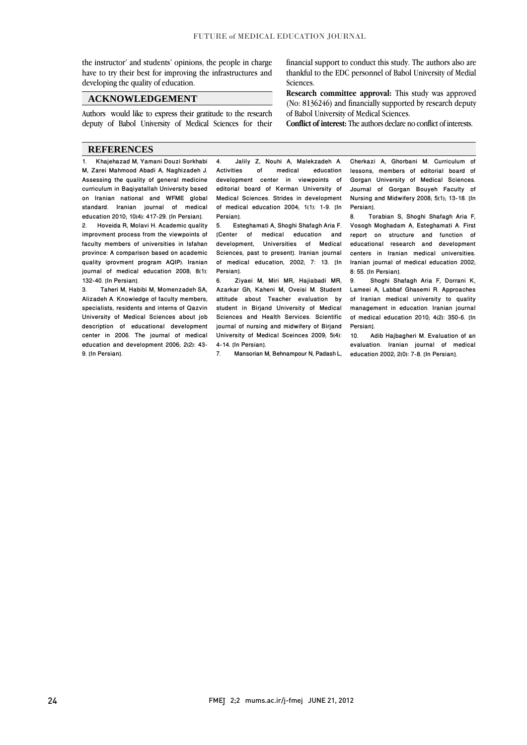the instructor' and students' opinions, the people in charge have to try their best for improving the infrastructures and developing the quality of education.

## ACKNOWLEDGEMENT

Authors would like to express their gratitude to the research deputy of Babol University of Medical Sciences for their financial support to conduct this study. The authors also are thankful to the EDC personnel of Babol University of Medial Sciences.

**Research committee approval:** This study was approved (No: 8136246) and financially supported by research deputy of Babol University of Medical Sciences.

**Conflict of interest:** The authors declare no conflict of interests.

## REFERENCES

1. Khajehazad M, Yamani Douzi Sorkhabi M, Zarei Mahmood Abadi A, Naghizadeh J. Assessing the quality of general medicine curriculum in Baqiyatallah University based on Iranian national and WFME global standard. Iranian journal of medical education 2010; 10(4): 417-29. [In Persian].
2. Hoveida R, Molavi H. Academic quality improvment process from the viewpoints of faculty members of universities in Isfahan province: A comparison based on academic quality iprovment program AQIP). Iranian journal of medical education 2008; 8(1): 132-40. [In Persian].
3. Taheri M, Habibi M, Momenzadeh SA, Alizadeh A. Knowledge of faculty members, specialists, residents and interns of Qazvin University of Medical Sciences about job description of educational development center in 2006. The journal of medical education and development 2006; 2(2): 43-9. [In Persian].
4. Jalily Z, Nouhi A, Malekzadeh A. Activities of medical education development center in viewpoints of editorial board of Kerman University of Medical Sciences. Strides in development of medical education 2004; 1(1): 1-9. [In Persian].
5. Esteghamati A, Shoghi Shafagh Aria F. [Center of medical education and development, Universities of Medical Sciences, past to present]. Iranian journal of medical education, 2002; 7: 13. [In Persian].
6. Ziyaei M, Miri MR, Hajiabadi MR, Azarkar Gh, Kaheni M, Oveisi M. Student attitude about Teacher evaluation by student in Birjand University of Medical Sciences and Health Services. Scientific journal of nursing and midwifery of Birjand University of Medical Sceinces 2009; 5(4): 4-14. [In Persian].
7. Mansorian M, Behnampour N, Padash L, Cherkazi A, Ghorbani M. Curriculum of lessons, members of editorial board of Gorgan University of Medical Sciences. Journal of Gorgan Bouyeh Faculty of Nursing and Midwifery 2008; 5(1); 13-18. [In Persian].
8. Torabian S, Shoghi Shafagh Aria F, Vosogh Moghadam A, Esteghamati A. First report on structure and function of educational research and development centers in Iranian medical universities. Iranian journal of medical education 2002; 8: 55. [In Persian].
9. Shoghi Shafagh Aria F, Dorrani K, Lameei A, Labbaf Ghasemi R. Approaches of Iranian medical university to quality management in education. Iranian journal of medical education 2010; 4(2): 350-6. [In Persian].
10. Adib Hajbagheri M. Evaluation of an evaluation. Iranian journal of medical education 2002; 2(0): 7-8. [In Persian].